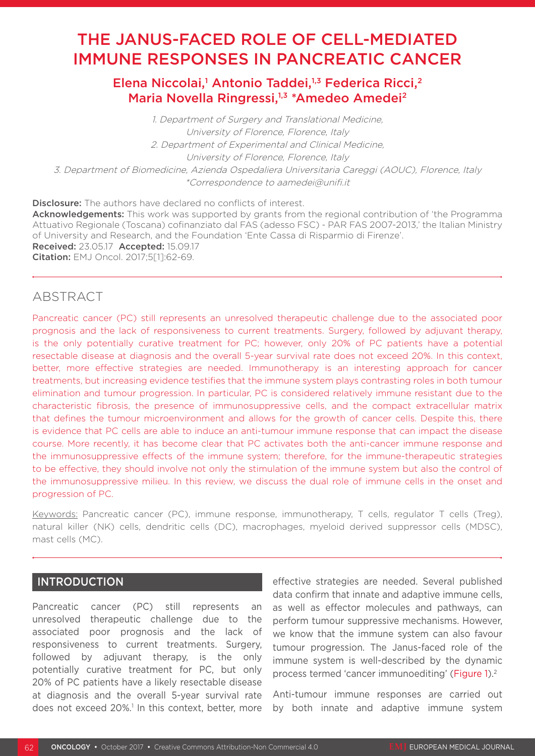# THE JANUS-FACED ROLE OF CELL-MEDIATED IMMUNE RESPONSES IN PANCREATIC CANCER

## Elena Niccolai,[1] Antonio Taddei,[1,3] Federica Ricci,[2] Maria Novella Ringressi,[1,3] *Amedeo Amedei[2]

*1. Department of Surgery and Translational Medicine, University of Florence, Florence, Italy*
*2. Department of Experimental and Clinical Medicine, University of Florence, Florence, Italy*
*3. Department of Biomedicine, Azienda Ospedaliera Universitaria Careggi (AOUC), Florence, Italy*
*\*Correspondence to aamedei@unifi.it*

**Disclosure:** The authors have declared no conflicts of interest.
**Acknowledgements:** This work was supported by grants from the regional contribution of 'the Programma Attuativo Regionale (Toscana) cofinanziato dal FAS (adesso FSC) - PAR FAS 2007-2013,' the Italian Ministry of University and Research, and the Foundation 'Ente Cassa di Risparmio di Firenze'.
**Received:** 23.05.17 **Accepted:** 15.09.17
**Citation:** EMJ Oncol. 2017;5[1]:62-69.

## ABSTRACT

Pancreatic cancer (PC) still represents an unresolved therapeutic challenge due to the associated poor prognosis and the lack of responsiveness to current treatments. Surgery, followed by adjuvant therapy, is the only potentially curative treatment for PC; however, only 20% of PC patients have a potential resectable disease at diagnosis and the overall 5-year survival rate does not exceed 20%. In this context, better, more effective strategies are needed. Immunotherapy is an interesting approach for cancer treatments, but increasing evidence testifies that the immune system plays contrasting roles in both tumour elimination and tumour progression. In particular, PC is considered relatively immune resistant due to the characteristic fibrosis, the presence of immunosuppressive cells, and the compact extracellular matrix that defines the tumour microenvironment and allows for the growth of cancer cells. Despite this, there is evidence that PC cells are able to induce an anti-tumour immune response that can impact the disease course. More recently, it has become clear that PC activates both the anti-cancer immune response and the immunosuppressive effects of the immune system; therefore, for the immune-therapeutic strategies to be effective, they should involve not only the stimulation of the immune system but also the control of the immunosuppressive milieu. In this review, we discuss the dual role of immune cells in the onset and progression of PC.

Keywords: Pancreatic cancer (PC), immune response, immunotherapy, T cells, regulator T cells (Treg), natural killer (NK) cells, dendritic cells (DC), macrophages, myeloid derived suppressor cells (MDSC), mast cells (MC).

## INTRODUCTION

Pancreatic cancer (PC) still represents an unresolved therapeutic challenge due to the associated poor prognosis and the lack of responsiveness to current treatments. Surgery, followed by adjuvant therapy, is the only potentially curative treatment for PC, but only 20% of PC patients have a likely resectable disease at diagnosis and the overall 5-year survival rate does not exceed 20%.[1] In this context, better, more effective strategies are needed. Several published data confirm that innate and adaptive immune cells, as well as effector molecules and pathways, can perform tumour suppressive mechanisms. However, we know that the immune system can also favour tumour progression. The Janus-faced role of the immune system is well-described by the dynamic process termed 'cancer immunoediting' (Figure 1).[2]

Anti-tumour immune responses are carried out by both innate and adaptive immune system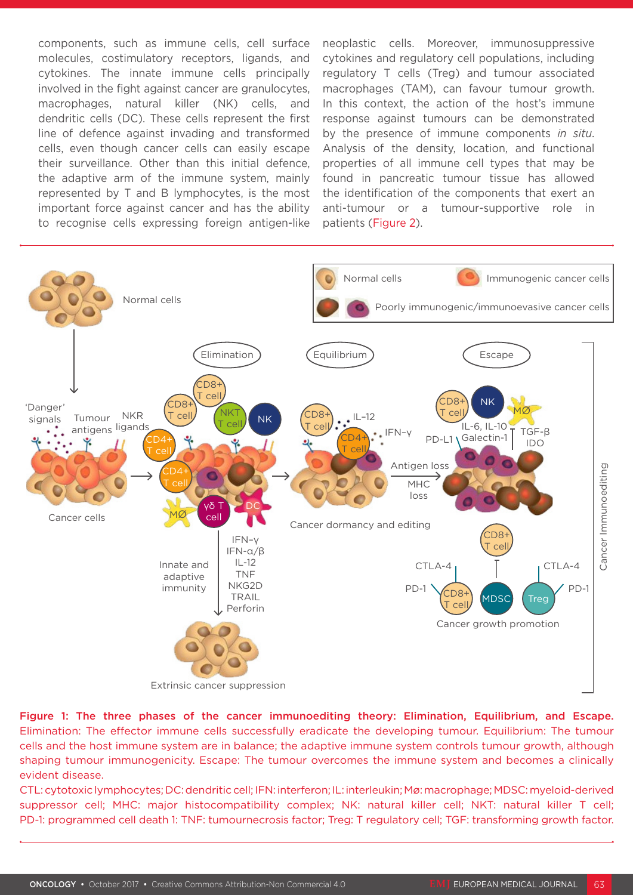components, such as immune cells, cell surface molecules, costimulatory receptors, ligands, and cytokines. The innate immune cells principally involved in the fight against cancer are granulocytes, macrophages, natural killer (NK) cells, and dendritic cells (DC). These cells represent the first line of defence against invading and transformed cells, even though cancer cells can easily escape their surveillance. Other than this initial defence, the adaptive arm of the immune system, mainly represented by T and B lymphocytes, is the most important force against cancer and has the ability to recognise cells expressing foreign antigen-like neoplastic cells. Moreover, immunosuppressive cytokines and regulatory cell populations, including regulatory T cells (Treg) and tumour associated macrophages (TAM), can favour tumour growth. In this context, the action of the host's immune response against tumours can be demonstrated by the presence of immune components *in situ*. Analysis of the density, location, and functional properties of all immune cell types that may be found in pancreatic tumour tissue has allowed the identification of the components that exert an anti-tumour or a tumour-supportive role in patients (Figure 2).

**Figure 1: The three phases of the cancer immunoediting theory: Elimination, Equilibrium, and Escape.**
Elimination: The effector immune cells successfully eradicate the developing tumour. Equilibrium: The tumour cells and the host immune system are in balance; the adaptive immune system controls tumour growth, although shaping tumour immunogenicity. Escape: The tumour overcomes the immune system and becomes a clinically evident disease.
CTL: cytotoxic lymphocytes; DC: dendritic cell; IFN: interferon; IL: interleukin; Mø: macrophage; MDSC: myeloid-derived suppressor cell; MHC: major histocompatibility complex; NK: natural killer cell; NKT: natural killer T cell; PD-1: programmed cell death 1: TNF: tumournecrosis factor; Treg: T regulatory cell; TGF: transforming growth factor.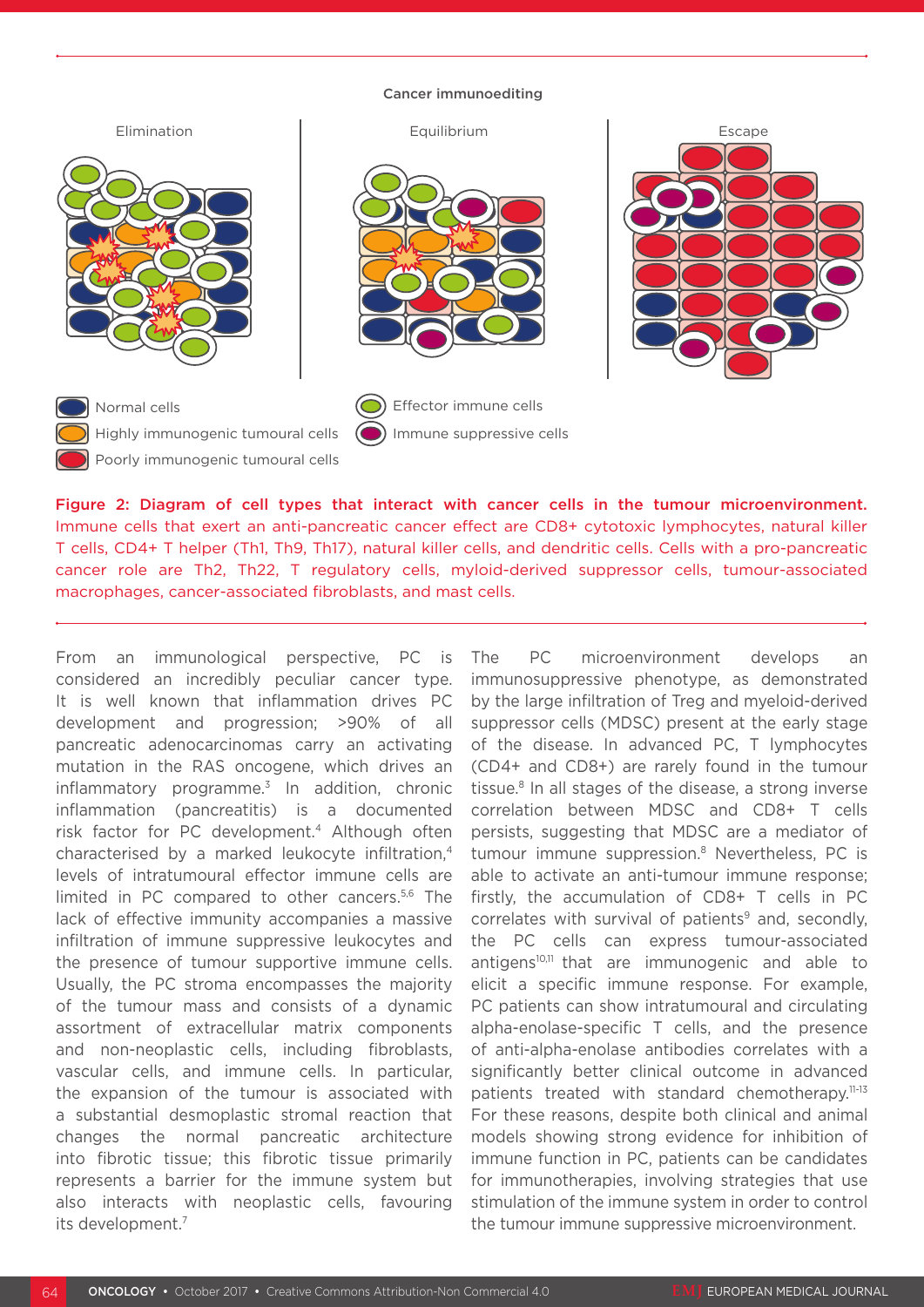Figure 2: Diagram of cell types that interact with cancer cells in the tumour microenvironment. Immune cells that exert an anti-pancreatic cancer effect are CD8+ cytotoxic lymphocytes, natural killer T cells, CD4+ T helper (Th1, Th9, Th17), natural killer cells, and dendritic cells. Cells with a pro-pancreatic cancer role are Th2, Th22, T regulatory cells, myloid-derived suppressor cells, tumour-associated macrophages, cancer-associated fibroblasts, and mast cells.

From an immunological perspective, PC is considered an incredibly peculiar cancer type. It is well known that inflammation drives PC development and progression; >90% of all pancreatic adenocarcinomas carry an activating mutation in the RAS oncogene, which drives an inflammatory programme.[3] In addition, chronic inflammation (pancreatitis) is a documented risk factor for PC development.[4] Although often characterised by a marked leukocyte infiltration,[4] levels of intratumoural effector immune cells are limited in PC compared to other cancers.[5,6] The lack of effective immunity accompanies a massive infiltration of immune suppressive leukocytes and the presence of tumour supportive immune cells. Usually, the PC stroma encompasses the majority of the tumour mass and consists of a dynamic assortment of extracellular matrix components and non-neoplastic cells, including fibroblasts, vascular cells, and immune cells. In particular, the expansion of the tumour is associated with a substantial desmoplastic stromal reaction that changes the normal pancreatic architecture into fibrotic tissue; this fibrotic tissue primarily represents a barrier for the immune system but also interacts with neoplastic cells, favouring its development.[7]

The PC microenvironment develops an immunosuppressive phenotype, as demonstrated by the large infiltration of Treg and myeloid-derived suppressor cells (MDSC) present at the early stage of the disease. In advanced PC, T lymphocytes (CD4+ and CD8+) are rarely found in the tumour tissue.[8] In all stages of the disease, a strong inverse correlation between MDSC and CD8+ T cells persists, suggesting that MDSC are a mediator of tumour immune suppression.[8] Nevertheless, PC is able to activate an anti-tumour immune response; firstly, the accumulation of CD8+ T cells in PC correlates with survival of patients[9] and, secondly, the PC cells can express tumour-associated antigens[10,11] that are immunogenic and able to elicit a specific immune response. For example, PC patients can show intratumoural and circulating alpha-enolase-specific T cells, and the presence of anti-alpha-enolase antibodies correlates with a significantly better clinical outcome in advanced patients treated with standard chemotherapy.[11-13] For these reasons, despite both clinical and animal models showing strong evidence for inhibition of immune function in PC, patients can be candidates for immunotherapies, involving strategies that use stimulation of the immune system in order to control the tumour immune suppressive microenvironment.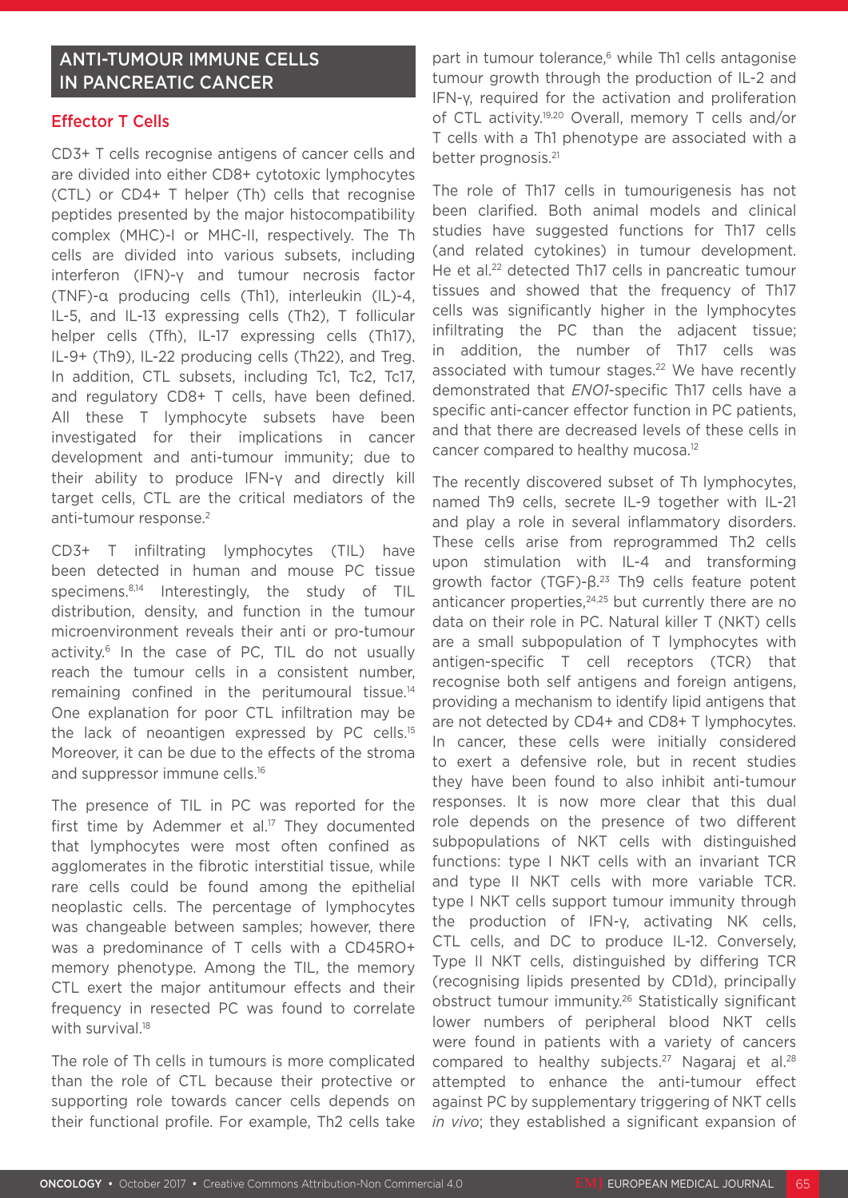## ANTI-TUMOUR IMMUNE CELLS IN PANCREATIC CANCER

### Effector T Cells

CD3+ T cells recognise antigens of cancer cells and are divided into either CD8+ cytotoxic lymphocytes (CTL) or CD4+ T helper (Th) cells that recognise peptides presented by the major histocompatibility complex (MHC)-I or MHC-II, respectively. The Th cells are divided into various subsets, including interferon (IFN)-γ and tumour necrosis factor (TNF)-α producing cells (Th1), interleukin (IL)-4, IL-5, and IL-13 expressing cells (Th2), T follicular helper cells (Tfh), IL-17 expressing cells (Th17), IL-9+ (Th9), IL-22 producing cells (Th22), and Treg. In addition, CTL subsets, including Tc1, Tc2, Tc17, and regulatory CD8+ T cells, have been defined. All these T lymphocyte subsets have been investigated for their implications in cancer development and anti-tumour immunity; due to their ability to produce IFN-γ and directly kill target cells, CTL are the critical mediators of the anti-tumour response.[2]

CD3+ T infiltrating lymphocytes (TIL) have been detected in human and mouse PC tissue specimens.[8,14] Interestingly, the study of TIL distribution, density, and function in the tumour microenvironment reveals their anti or pro-tumour activity.[6] In the case of PC, TIL do not usually reach the tumour cells in a consistent number, remaining confined in the peritumoural tissue.[14] One explanation for poor CTL infiltration may be the lack of neoantigen expressed by PC cells.[15] Moreover, it can be due to the effects of the stroma and suppressor immune cells.[16]

The presence of TIL in PC was reported for the first time by Ademmer et al.[17] They documented that lymphocytes were most often confined as agglomerates in the fibrotic interstitial tissue, while rare cells could be found among the epithelial neoplastic cells. The percentage of lymphocytes was changeable between samples; however, there was a predominance of T cells with a CD45RO+ memory phenotype. Among the TIL, the memory CTL exert the major antitumour effects and their frequency in resected PC was found to correlate with survival.[18]

The role of Th cells in tumours is more complicated than the role of CTL because their protective or supporting role towards cancer cells depends on their functional profile. For example, Th2 cells take part in tumour tolerance,[6] while Th1 cells antagonise tumour growth through the production of IL-2 and IFN-γ, required for the activation and proliferation of CTL activity.[19,20] Overall, memory T cells and/or T cells with a Th1 phenotype are associated with a better prognosis.[21]

The role of Th17 cells in tumourigenesis has not been clarified. Both animal models and clinical studies have suggested functions for Th17 cells (and related cytokines) in tumour development. He et al.[22] detected Th17 cells in pancreatic tumour tissues and showed that the frequency of Th17 cells was significantly higher in the lymphocytes infiltrating the PC than the adjacent tissue; in addition, the number of Th17 cells was associated with tumour stages.[22] We have recently demonstrated that *ENO1*-specific Th17 cells have a specific anti-cancer effector function in PC patients, and that there are decreased levels of these cells in cancer compared to healthy mucosa.[12]

The recently discovered subset of Th lymphocytes, named Th9 cells, secrete IL-9 together with IL-21 and play a role in several inflammatory disorders. These cells arise from reprogrammed Th2 cells upon stimulation with IL-4 and transforming growth factor (TGF)-β.[23] Th9 cells feature potent anticancer properties,[24,25] but currently there are no data on their role in PC. Natural killer T (NKT) cells are a small subpopulation of T lymphocytes with antigen-specific T cell receptors (TCR) that recognise both self antigens and foreign antigens, providing a mechanism to identify lipid antigens that are not detected by CD4+ and CD8+ T lymphocytes. In cancer, these cells were initially considered to exert a defensive role, but in recent studies they have been found to also inhibit anti-tumour responses. It is now more clear that this dual role depends on the presence of two different subpopulations of NKT cells with distinguished functions: type I NKT cells with an invariant TCR and type II NKT cells with more variable TCR. type I NKT cells support tumour immunity through the production of IFN-γ, activating NK cells, CTL cells, and DC to produce IL-12. Conversely, Type II NKT cells, distinguished by differing TCR (recognising lipids presented by CD1d), principally obstruct tumour immunity.[26] Statistically significant lower numbers of peripheral blood NKT cells were found in patients with a variety of cancers compared to healthy subjects.[27] Nagaraj et al.[28] attempted to enhance the anti-tumour effect against PC by supplementary triggering of NKT cells *in vivo*; they established a significant expansion of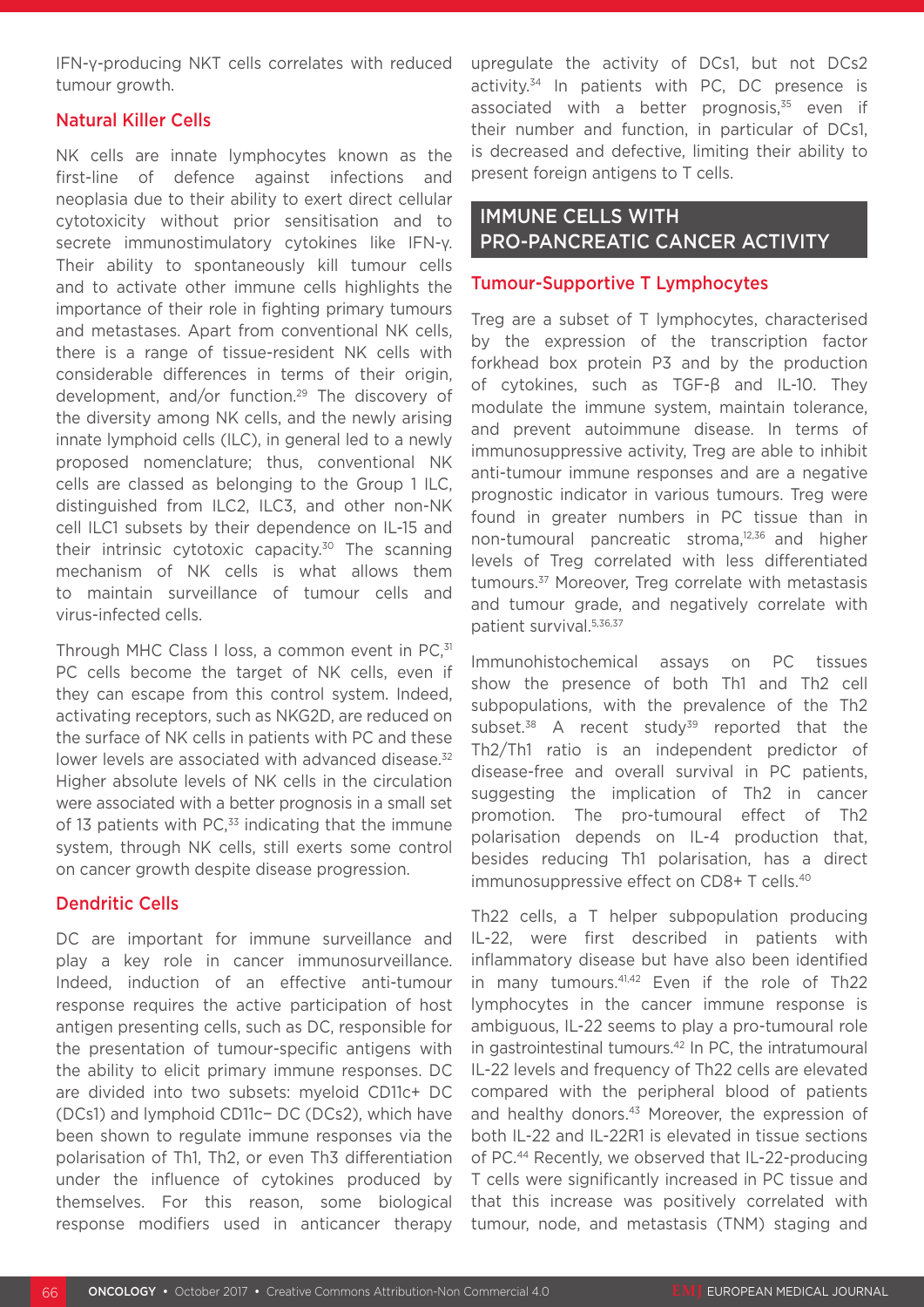IFN-γ-producing NKT cells correlates with reduced tumour growth.

### Natural Killer Cells

NK cells are innate lymphocytes known as the first-line of defence against infections and neoplasia due to their ability to exert direct cellular cytotoxicity without prior sensitisation and to secrete immunostimulatory cytokines like IFN-γ. Their ability to spontaneously kill tumour cells and to activate other immune cells highlights the importance of their role in fighting primary tumours and metastases. Apart from conventional NK cells, there is a range of tissue-resident NK cells with considerable differences in terms of their origin, development, and/or function.[29] The discovery of the diversity among NK cells, and the newly arising innate lymphoid cells (ILC), in general led to a newly proposed nomenclature; thus, conventional NK cells are classed as belonging to the Group 1 ILC, distinguished from ILC2, ILC3, and other non-NK cell ILC1 subsets by their dependence on IL-15 and their intrinsic cytotoxic capacity.[30] The scanning mechanism of NK cells is what allows them to maintain surveillance of tumour cells and virus-infected cells.

Through MHC Class I loss, a common event in PC,[31] PC cells become the target of NK cells, even if they can escape from this control system. Indeed, activating receptors, such as NKG2D, are reduced on the surface of NK cells in patients with PC and these lower levels are associated with advanced disease.[32] Higher absolute levels of NK cells in the circulation were associated with a better prognosis in a small set of 13 patients with PC,[33] indicating that the immune system, through NK cells, still exerts some control on cancer growth despite disease progression.

### Dendritic Cells

DC are important for immune surveillance and play a key role in cancer immunosurveillance. Indeed, induction of an effective anti-tumour response requires the active participation of host antigen presenting cells, such as DC, responsible for the presentation of tumour-specific antigens with the ability to elicit primary immune responses. DC are divided into two subsets: myeloid CD11c+ DC (DCs1) and lymphoid CD11c− DC (DCs2), which have been shown to regulate immune responses via the polarisation of Th1, Th2, or even Th3 differentiation under the influence of cytokines produced by themselves. For this reason, some biological response modifiers used in anticancer therapy upregulate the activity of DCs1, but not DCs2 activity.[34] In patients with PC, DC presence is associated with a better prognosis,[35] even if their number and function, in particular of DCs1, is decreased and defective, limiting their ability to present foreign antigens to T cells.

## IMMUNE CELLS WITH PRO-PANCREATIC CANCER ACTIVITY

### Tumour-Supportive T Lymphocytes

Treg are a subset of T lymphocytes, characterised by the expression of the transcription factor forkhead box protein P3 and by the production of cytokines, such as TGF-β and IL-10. They modulate the immune system, maintain tolerance, and prevent autoimmune disease. In terms of immunosuppressive activity, Treg are able to inhibit anti-tumour immune responses and are a negative prognostic indicator in various tumours. Treg were found in greater numbers in PC tissue than in non-tumoural pancreatic stroma,[12,36] and higher levels of Treg correlated with less differentiated tumours.[37] Moreover, Treg correlate with metastasis and tumour grade, and negatively correlate with patient survival.[5,36,37]

Immunohistochemical assays on PC tissues show the presence of both Th1 and Th2 cell subpopulations, with the prevalence of the Th2 subset.[38] A recent study[39] reported that the Th2/Th1 ratio is an independent predictor of disease-free and overall survival in PC patients, suggesting the implication of Th2 in cancer promotion. The pro-tumoural effect of Th2 polarisation depends on IL-4 production that, besides reducing Th1 polarisation, has a direct immunosuppressive effect on CD8+ T cells.[40]

Th22 cells, a T helper subpopulation producing IL-22, were first described in patients with inflammatory disease but have also been identified in many tumours.[41,42] Even if the role of Th22 lymphocytes in the cancer immune response is ambiguous, IL-22 seems to play a pro-tumoural role in gastrointestinal tumours.[42] In PC, the intratumoural IL-22 levels and frequency of Th22 cells are elevated compared with the peripheral blood of patients and healthy donors.[43] Moreover, the expression of both IL-22 and IL-22R1 is elevated in tissue sections of PC.[44] Recently, we observed that IL-22-producing T cells were significantly increased in PC tissue and that this increase was positively correlated with tumour, node, and metastasis (TNM) staging and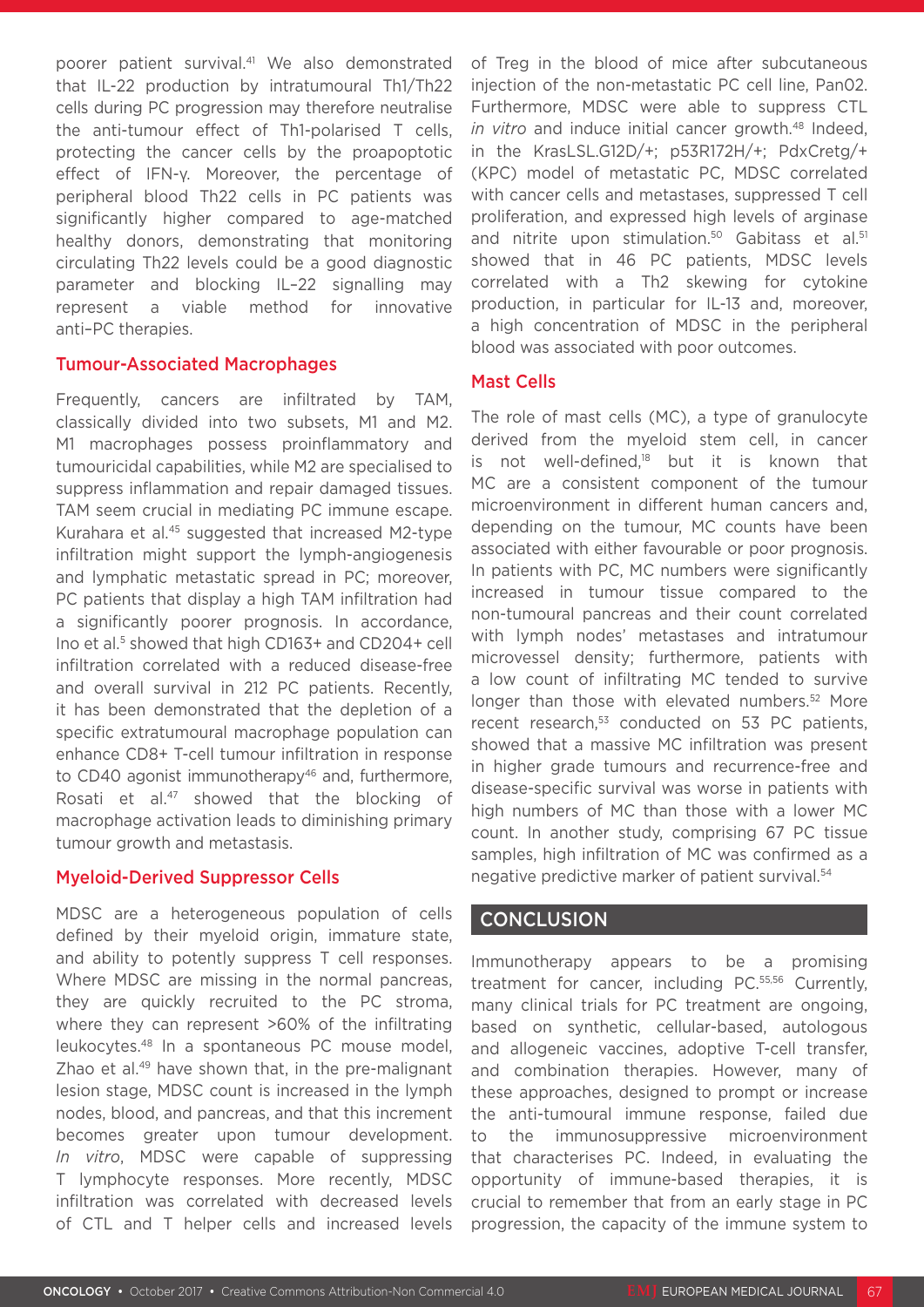poorer patient survival.[41] We also demonstrated that IL-22 production by intratumoural Th1/Th22 cells during PC progression may therefore neutralise the anti-tumour effect of Th1-polarised T cells, protecting the cancer cells by the proapoptotic effect of IFN-γ. Moreover, the percentage of peripheral blood Th22 cells in PC patients was significantly higher compared to age-matched healthy donors, demonstrating that monitoring circulating Th22 levels could be a good diagnostic parameter and blocking IL–22 signalling may represent a viable method for innovative anti–PC therapies.

### Tumour-Associated Macrophages

Frequently, cancers are infiltrated by TAM, classically divided into two subsets, M1 and M2. M1 macrophages possess proinflammatory and tumouricidal capabilities, while M2 are specialised to suppress inflammation and repair damaged tissues. TAM seem crucial in mediating PC immune escape. Kurahara et al.[45] suggested that increased M2-type infiltration might support the lymph-angiogenesis and lymphatic metastatic spread in PC; moreover, PC patients that display a high TAM infiltration had a significantly poorer prognosis. In accordance, Ino et al.[5] showed that high CD163+ and CD204+ cell infiltration correlated with a reduced disease-free and overall survival in 212 PC patients. Recently, it has been demonstrated that the depletion of a specific extratumoural macrophage population can enhance CD8+ T-cell tumour infiltration in response to CD40 agonist immunotherapy[46] and, furthermore, Rosati et al.[47] showed that the blocking of macrophage activation leads to diminishing primary tumour growth and metastasis.

### Myeloid-Derived Suppressor Cells

MDSC are a heterogeneous population of cells defined by their myeloid origin, immature state, and ability to potently suppress T cell responses. Where MDSC are missing in the normal pancreas, they are quickly recruited to the PC stroma, where they can represent >60% of the infiltrating leukocytes.[48] In a spontaneous PC mouse model, Zhao et al.[49] have shown that, in the pre-malignant lesion stage, MDSC count is increased in the lymph nodes, blood, and pancreas, and that this increment becomes greater upon tumour development. *In vitro*, MDSC were capable of suppressing T lymphocyte responses. More recently, MDSC infiltration was correlated with decreased levels of CTL and T helper cells and increased levels of Treg in the blood of mice after subcutaneous injection of the non-metastatic PC cell line, Pan02. Furthermore, MDSC were able to suppress CTL *in vitro* and induce initial cancer growth.[48] Indeed, in the KrasLSL.G12D/+; p53R172H/+; PdxCretg/+ (KPC) model of metastatic PC, MDSC correlated with cancer cells and metastases, suppressed T cell proliferation, and expressed high levels of arginase and nitrite upon stimulation.[50] Gabitass et al.[51] showed that in 46 PC patients, MDSC levels correlated with a Th2 skewing for cytokine production, in particular for IL-13 and, moreover, a high concentration of MDSC in the peripheral blood was associated with poor outcomes.

### Mast Cells

The role of mast cells (MC), a type of granulocyte derived from the myeloid stem cell, in cancer is not well-defined,[18] but it is known that MC are a consistent component of the tumour microenvironment in different human cancers and, depending on the tumour, MC counts have been associated with either favourable or poor prognosis. In patients with PC, MC numbers were significantly increased in tumour tissue compared to the non-tumourous pancreas and their count correlated with lymph nodes' metastases and intratumour microvessel density; furthermore, patients with a low count of infiltrating MC tended to survive longer than those with elevated numbers.[52] More recent research,[53] conducted on 53 PC patients, showed that a massive MC infiltration was present in higher grade tumours and recurrence-free and disease-specific survival was worse in patients with high numbers of MC than those with a lower MC count. In another study, comprising 67 PC tissue samples, high infiltration of MC was confirmed as a negative predictive marker of patient survival.[54]

## CONCLUSION

Immunotherapy appears to be a promising treatment for cancer, including PC.[55,56] Currently, many clinical trials for PC treatment are ongoing, based on synthetic, cellular-based, autologous and allogeneic vaccines, adoptive T-cell transfer, and combination therapies. However, many of these approaches, designed to prompt or increase the anti-tumoural immune response, failed due to the immunosuppressive microenvironment that characterises PC. Indeed, in evaluating the opportunity of immune-based therapies, it is crucial to remember that from an early stage in PC progression, the capacity of the immune system to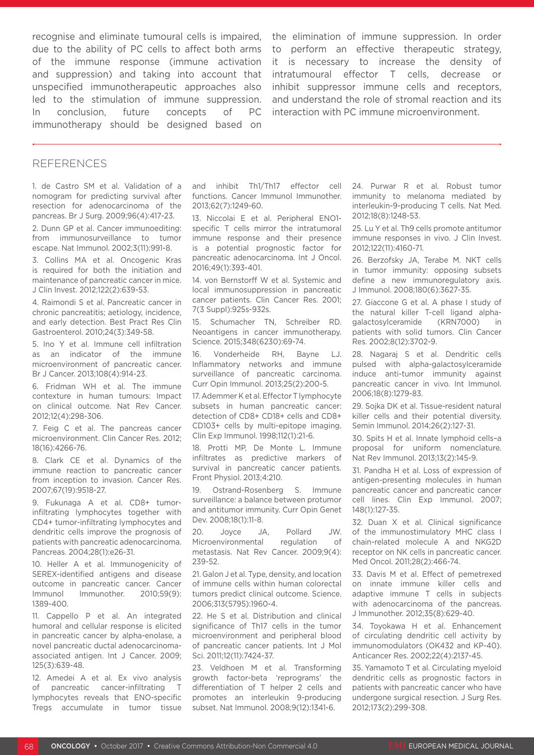recognise and eliminate tumoural cells is impaired, due to the ability of PC cells to affect both arms of the immune response (immune activation and suppression) and taking into account that unspecified immunotherapeutic approaches also led to the stimulation of immune suppression. In conclusion, future concepts of PC immunotherapy should be designed based on the elimination of immune suppression. In order to perform an effective therapeutic strategy, it is necessary to increase the density of intratumoural effector T cells, decrease or inhibit suppressor immune cells and receptors, and understand the role of stromal reaction and its interaction with PC immune microenvironment.

## REFERENCES

1. de Castro SM et al. Validation of a nomogram for predicting survival after resection for adenocarcinoma of the pancreas. Br J Surg. 2009;96(4):417-23.
2. Dunn GP et al. Cancer immunoediting: from immunosurveillance to tumor escape. Nat Immunol. 2002;3(11):991-8.
3. Collins MA et al. Oncogenic Kras is required for both the initiation and maintenance of pancreatic cancer in mice. J Clin Invest. 2012;122(2):639-53.
4. Raimondi S et al. Pancreatic cancer in chronic pancreatitis; aetiology, incidence, and early detection. Best Pract Res Clin Gastroenterol. 2010;24(3):349-58.
5. Ino Y et al. Immune cell infiltration as an indicator of the immune microenvironment of pancreatic cancer. Br J Cancer. 2013;108(4):914-23.
6. Fridman WH et al. The immune contexture in human tumours: Impact on clinical outcome. Nat Rev Cancer. 2012;12(4):298-306.
7. Feig C et al. The pancreas cancer microenvironment. Clin Cancer Res. 2012; 18(16):4266-76.
8. Clark CE et al. Dynamics of the immune reaction to pancreatic cancer from inception to invasion. Cancer Res. 2007;67(19):9518-27.
9. Fukunaga A et al. CD8+ tumor-infiltrating lymphocytes together with CD4+ tumor-infiltrating lymphocytes and dendritic cells improve the prognosis of patients with pancreatic adenocarcinoma. Pancreas. 2004;28(1):e26-31.
10. Heller A et al. Immunogenicity of SEREX-identified antigens and disease outcome in pancreatic cancer. Cancer Immunol Immunother. 2010;59(9): 1389-400.
11. Cappello P et al. An integrated humoral and cellular response is elicited in pancreatic cancer by alpha-enolase, a novel pancreatic ductal adenocarcinoma-associated antigen. Int J Cancer. 2009; 125(3):639-48.
12. Amedei A et al. Ex vivo analysis of pancreatic cancer-infiltrating T lymphocytes reveals that ENO-specific Tregs accumulate in tumor tissue and inhibit Th1/Th17 effector cell functions. Cancer Immunol Immunother. 2013;62(7):1249-60.
13. Niccolai E et al. Peripheral ENO1-specific T cells mirror the intratumoral immune response and their presence is a potential prognostic factor for pancreatic adenocarcinoma. Int J Oncol. 2016;49(1):393-401.
14. von Bernstorff W et al. Systemic and local immunosuppression in pancreatic cancer patients. Clin Cancer Res. 2001; 7(3 Suppl):925s-932s.
15. Schumacher TN, Schreiber RD. Neoantigens in cancer immunotherapy. Science. 2015;348(6230):69-74.
16. Vonderheide RH, Bayne LJ. Inflammatory networks and immune surveillance of pancreatic carcinoma. Curr Opin Immunol. 2013;25(2):200-5.
17. Ademmer K et al. Effector T lymphocyte subsets in human pancreatic cancer: detection of CD8+ CD18+ cells and CD8+ CD103+ cells by multi-epitope imaging. Clin Exp Immunol. 1998;112(1):21-6.
18. Protti MP, De Monte L. Immune infiltrates as predictive markers of survival in pancreatic cancer patients. Front Physiol. 2013;4:210.
19. Ostrand-Rosenberg S. Immune surveillance: a balance between protumor and antitumor immunity. Curr Opin Genet Dev. 2008;18(1):11-8.
20. Joyce JA, Pollard JW. Microenvironmental regulation of metastasis. Nat Rev Cancer. 2009;9(4): 239-52.
21. Galon J et al. Type, density, and location of immune cells within human colorectal tumors predict clinical outcome. Science. 2006;313(5795):1960-4.
22. He S et al. Distribution and clinical significance of Th17 cells in the tumor microenvironment and peripheral blood of pancreatic cancer patients. Int J Mol Sci. 2011;12(11):7424-37.
23. Veldhoen M et al. Transforming growth factor-beta 'reprograms' the differentiation of T helper 2 cells and promotes an interleukin 9-producing subset. Nat Immunol. 2008;9(12):1341-6.
24. Purwar R et al. Robust tumor immunity to melanoma mediated by interleukin-9-producing T cells. Nat Med. 2012;18(8):1248-53.
25. Lu Y et al. Th9 cells promote antitumor immune responses in vivo. J Clin Invest. 2012;122(11):4160-71.
26. Berzofsky JA, Terabe M. NKT cells in tumor immunity: opposing subsets define a new immunoregulatory axis. J Immunol. 2008;180(6):3627-35.
27. Giaccone G et al. A phase I study of the natural killer T-cell ligand alpha-galactosylceramide (KRN7000) in patients with solid tumors. Clin Cancer Res. 2002;8(12):3702-9.
28. Nagaraj S et al. Dendritic cells pulsed with alpha-galactosylceramide induce anti-tumor immunity against pancreatic cancer in vivo. Int Immunol. 2006;18(8):1279-83.
29. Sojka DK et al. Tissue-resident natural killer cells and their potential diversity. Semin Immunol. 2014;26(2):127-31.
30. Spits H et al. Innate lymphoid cells–a proposal for uniform nomenclature. Nat Rev Immunol. 2013;13(2):145-9.
31. Pandha H et al. Loss of expression of antigen-presenting molecules in human pancreatic cancer and pancreatic cancer cell lines. Clin Exp Immunol. 2007; 148(1):127-35.
32. Duan X et al. Clinical significance of the immunostimulatory MHC class I chain-related molecule A and NKG2D receptor on NK cells in pancreatic cancer. Med Oncol. 2011;28(2):466-74.
33. Davis M et al. Effect of pemetrexed on innate immune killer cells and adaptive immune T cells in subjects with adenocarcinoma of the pancreas. J Immunother. 2012;35(8):629-40.
34. Toyokawa H et al. Enhancement of circulating dendritic cell activity by immunomodulators (OK432 and KP-40). Anticancer Res. 2002;22(4):2137-45.
35. Yamamoto T et al. Circulating myeloid dendritic cells as prognostic factors in patients with pancreatic cancer who have undergone surgical resection. J Surg Res. 2012;173(2):299-308.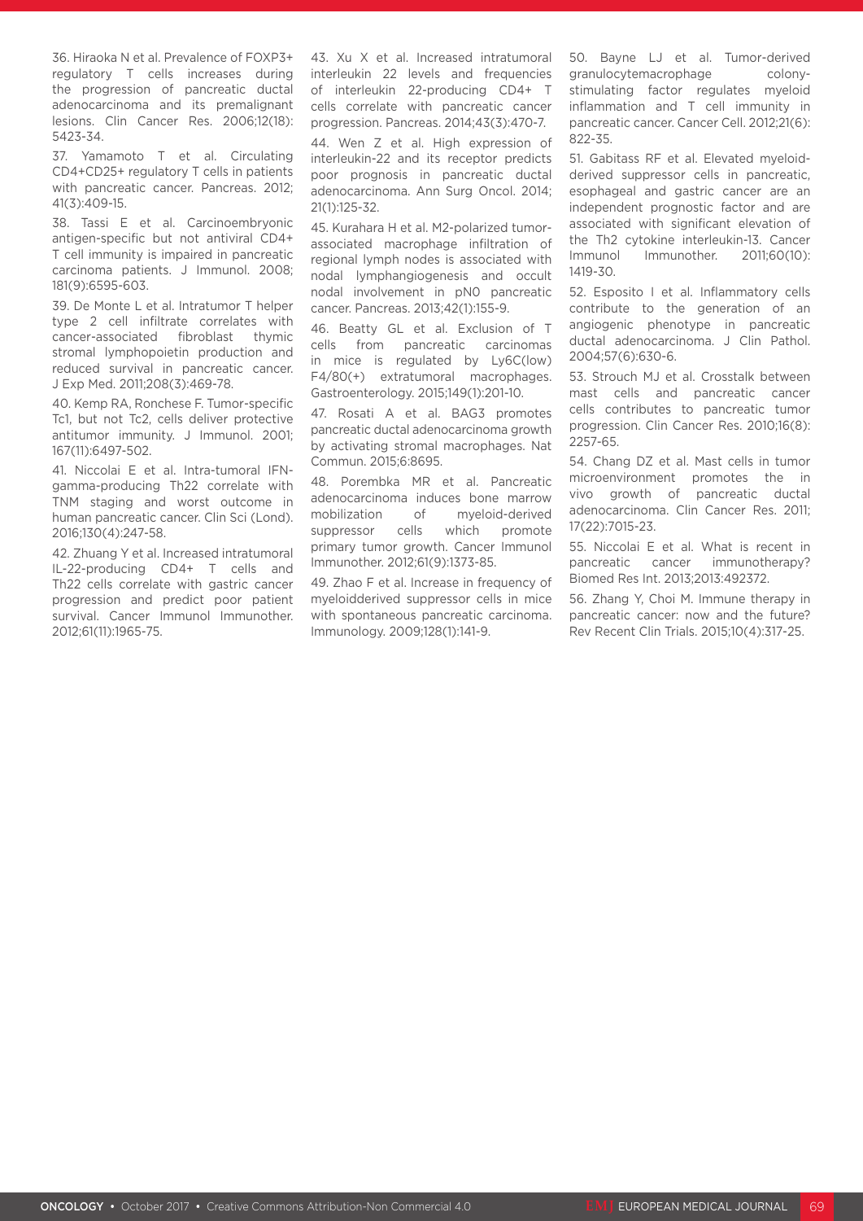36. Hiraoka N et al. Prevalence of FOXP3+ regulatory T cells increases during the progression of pancreatic ductal adenocarcinoma and its premalignant lesions. Clin Cancer Res. 2006;12(18):5423-34.

37. Yamamoto T et al. Circulating CD4+CD25+ regulatory T cells in patients with pancreatic cancer. Pancreas. 2012; 41(3):409-15.

38. Tassi E et al. Carcinoembryonic antigen-specific but not antiviral CD4+ T cell immunity is impaired in pancreatic carcinoma patients. J Immunol. 2008; 181(9):6595-603.

39. De Monte L et al. Intratumor T helper type 2 cell infiltrate correlates with cancer-associated fibroblast thymic stromal lymphopoietin production and reduced survival in pancreatic cancer. J Exp Med. 2011;208(3):469-78.

40. Kemp RA, Ronchese F. Tumor-specific Tc1, but not Tc2, cells deliver protective antitumor immunity. J Immunol. 2001; 167(11):6497-502.

41. Niccolai E et al. Intra-tumoral IFN-gamma-producing Th22 correlate with TNM staging and worst outcome in human pancreatic cancer. Clin Sci (Lond). 2016;130(4):247-58.

42. Zhuang Y et al. Increased intratumoral IL-22-producing CD4+ T cells and Th22 cells correlate with gastric cancer progression and predict poor patient survival. Cancer Immunol Immunother. 2012;61(11):1965-75.

43. Xu X et al. Increased intratumoral interleukin 22 levels and frequencies of interleukin 22-producing CD4+ T cells correlate with pancreatic cancer progression. Pancreas. 2014;43(3):470-7.

44. Wen Z et al. High expression of interleukin-22 and its receptor predicts poor prognosis in pancreatic ductal adenocarcinoma. Ann Surg Oncol. 2014; 21(1):125-32.

45. Kurahara H et al. M2-polarized tumor-associated macrophage infiltration of regional lymph nodes is associated with nodal lymphangiogenesis and occult nodal involvement in pN0 pancreatic cancer. Pancreas. 2013;42(1):155-9.

46. Beatty GL et al. Exclusion of T cells from pancreatic carcinomas in mice is regulated by Ly6C(low) F4/80(+) extratumoral macrophages. Gastroenterology. 2015;149(1):201-10.

47. Rosati A et al. BAG3 promotes pancreatic ductal adenocarcinoma growth by activating stromal macrophages. Nat Commun. 2015;6:8695.

48. Porembka MR et al. Pancreatic adenocarcinoma induces bone marrow mobilization of myeloid-derived suppressor cells which promote primary tumor growth. Cancer Immunol Immunother. 2012;61(9):1373-85.

49. Zhao F et al. Increase in frequency of myeloidderived suppressor cells in mice with spontaneous pancreatic carcinoma. Immunology. 2009;128(1):141-9.

50. Bayne LJ et al. Tumor-derived granulocytemacrophage colony-stimulating factor regulates myeloid inflammation and T cell immunity in pancreatic cancer. Cancer Cell. 2012;21(6):822-35.

51. Gabitass RF et al. Elevated myeloid-derived suppressor cells in pancreatic, esophageal and gastric cancer are an independent prognostic factor and are associated with significant elevation of the Th2 cytokine interleukin-13. Cancer Immunol Immunother. 2011;60(10):1419-30.

52. Esposito I et al. Inflammatory cells contribute to the generation of an angiogenic phenotype in pancreatic ductal adenocarcinoma. J Clin Pathol. 2004;57(6):630-6.

53. Strouch MJ et al. Crosstalk between mast cells and pancreatic cancer cells contributes to pancreatic tumor progression. Clin Cancer Res. 2010;16(8):2257-65.

54. Chang DZ et al. Mast cells in tumor microenvironment promotes the in vivo growth of pancreatic ductal adenocarcinoma. Clin Cancer Res. 2011; 17(22):7015-23.

55. Niccolai E et al. What is recent in pancreatic cancer immunotherapy? Biomed Res Int. 2013;2013:492372.

56. Zhang Y, Choi M. Immune therapy in pancreatic cancer: now and the future? Rev Recent Clin Trials. 2015;10(4):317-25.